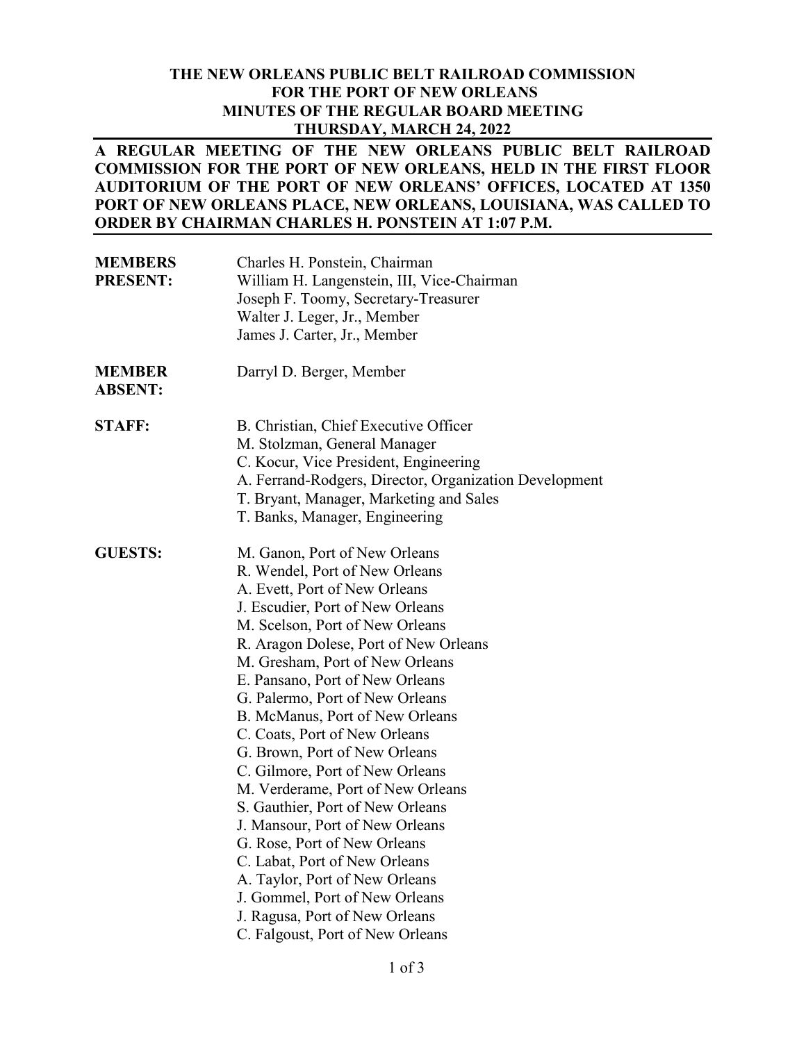**THE NEW ORLEANS PUBLIC BELT RAILROAD COMMISSION**
**FOR THE PORT OF NEW ORLEANS**
**MINUTES OF THE REGULAR BOARD MEETING**
**THURSDAY, MARCH 24, 2022**

---

**A REGULAR MEETING OF THE NEW ORLEANS PUBLIC BELT RAILROAD COMMISSION FOR THE PORT OF NEW ORLEANS, HELD IN THE FIRST FLOOR AUDITORIUM OF THE PORT OF NEW ORLEANS' OFFICES, LOCATED AT 1350 PORT OF NEW ORLEANS PLACE, NEW ORLEANS, LOUISIANA, WAS CALLED TO ORDER BY CHAIRMAN CHARLES H. PONSTEIN AT 1:07 P.M.**

---

**MEMBERS PRESENT:**
Charles H. Ponstein, Chairman
William H. Langenstein, III, Vice-Chairman
Joseph F. Toomy, Secretary-Treasurer
Walter J. Leger, Jr., Member
James J. Carter, Jr., Member

**MEMBER ABSENT:**
Darryl D. Berger, Member

**STAFF:**
B. Christian, Chief Executive Officer
M. Stolzman, General Manager
C. Kocur, Vice President, Engineering
A. Ferrand-Rodgers, Director, Organization Development
T. Bryant, Manager, Marketing and Sales
T. Banks, Manager, Engineering

**GUESTS:**
M. Ganon, Port of New Orleans
R. Wendel, Port of New Orleans
A. Evett, Port of New Orleans
J. Escudier, Port of New Orleans
M. Scelson, Port of New Orleans
R. Aragon Dolese, Port of New Orleans
M. Gresham, Port of New Orleans
E. Pansano, Port of New Orleans
G. Palermo, Port of New Orleans
B. McManus, Port of New Orleans
C. Coats, Port of New Orleans
G. Brown, Port of New Orleans
C. Gilmore, Port of New Orleans
M. Verderame, Port of New Orleans
S. Gauthier, Port of New Orleans
J. Mansour, Port of New Orleans
G. Rose, Port of New Orleans
C. Labat, Port of New Orleans
A. Taylor, Port of New Orleans
J. Gommel, Port of New Orleans
J. Ragusa, Port of New Orleans
C. Falgoust, Port of New Orleans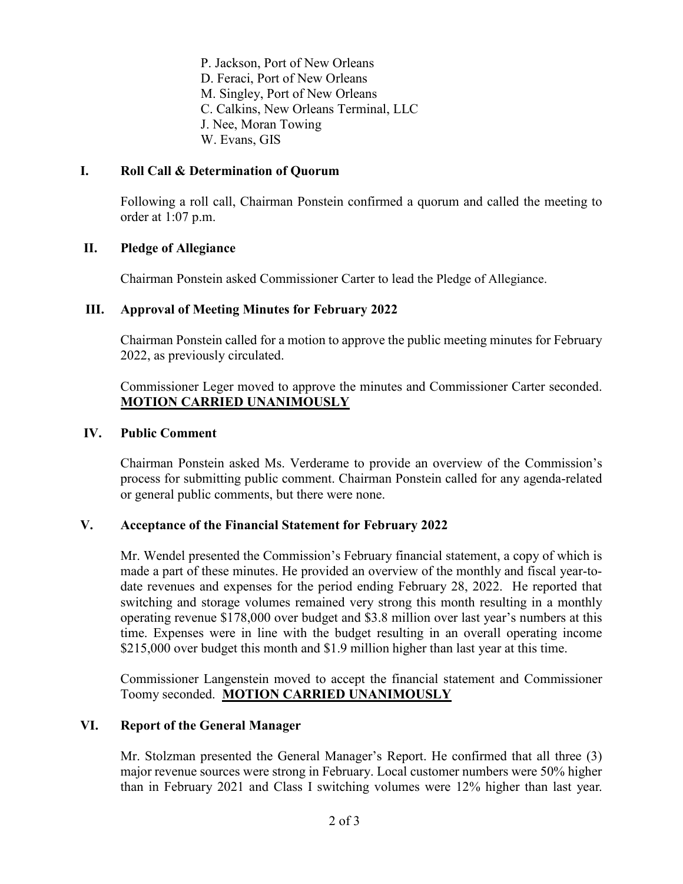P. Jackson, Port of New Orleans
D. Feraci, Port of New Orleans
M. Singley, Port of New Orleans
C. Calkins, New Orleans Terminal, LLC
J. Nee, Moran Towing
W. Evans, GIS

## I. Roll Call & Determination of Quorum

Following a roll call, Chairman Ponstein confirmed a quorum and called the meeting to order at 1:07 p.m.

## II. Pledge of Allegiance

Chairman Ponstein asked Commissioner Carter to lead the Pledge of Allegiance.

## III. Approval of Meeting Minutes for February 2022

Chairman Ponstein called for a motion to approve the public meeting minutes for February 2022, as previously circulated.

Commissioner Leger moved to approve the minutes and Commissioner Carter seconded. **MOTION CARRIED UNANIMOUSLY**

## IV. Public Comment

Chairman Ponstein asked Ms. Verderame to provide an overview of the Commission's process for submitting public comment. Chairman Ponstein called for any agenda-related or general public comments, but there were none.

## V. Acceptance of the Financial Statement for February 2022

Mr. Wendel presented the Commission's February financial statement, a copy of which is made a part of these minutes. He provided an overview of the monthly and fiscal year-to-date revenues and expenses for the period ending February 28, 2022. He reported that switching and storage volumes remained very strong this month resulting in a monthly operating revenue $178,000 over budget and $3.8 million over last year's numbers at this time. Expenses were in line with the budget resulting in an overall operating income $215,000 over budget this month and $1.9 million higher than last year at this time.

Commissioner Langenstein moved to accept the financial statement and Commissioner Toomy seconded. **MOTION CARRIED UNANIMOUSLY**

## VI. Report of the General Manager

Mr. Stolzman presented the General Manager's Report. He confirmed that all three (3) major revenue sources were strong in February. Local customer numbers were 50% higher than in February 2021 and Class I switching volumes were 12% higher than last year.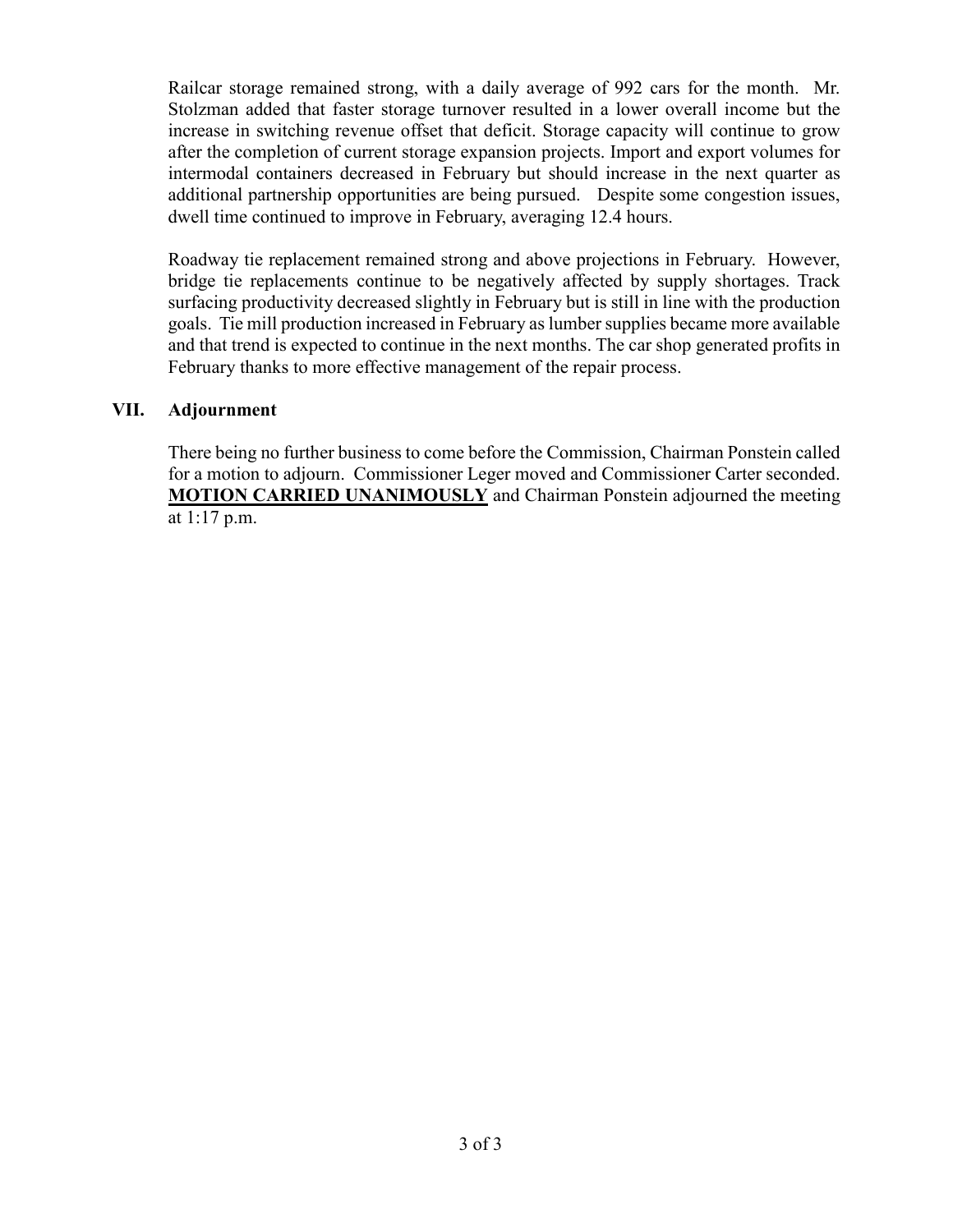Railcar storage remained strong, with a daily average of 992 cars for the month. Mr. Stolzman added that faster storage turnover resulted in a lower overall income but the increase in switching revenue offset that deficit. Storage capacity will continue to grow after the completion of current storage expansion projects. Import and export volumes for intermodal containers decreased in February but should increase in the next quarter as additional partnership opportunities are being pursued. Despite some congestion issues, dwell time continued to improve in February, averaging 12.4 hours.

Roadway tie replacement remained strong and above projections in February. However, bridge tie replacements continue to be negatively affected by supply shortages. Track surfacing productivity decreased slightly in February but is still in line with the production goals. Tie mill production increased in February as lumber supplies became more available and that trend is expected to continue in the next months. The car shop generated profits in February thanks to more effective management of the repair process.

## VII. Adjournment

There being no further business to come before the Commission, Chairman Ponstein called for a motion to adjourn. Commissioner Leger moved and Commissioner Carter seconded. **MOTION CARRIED UNANIMOUSLY** and Chairman Ponstein adjourned the meeting at 1:17 p.m.